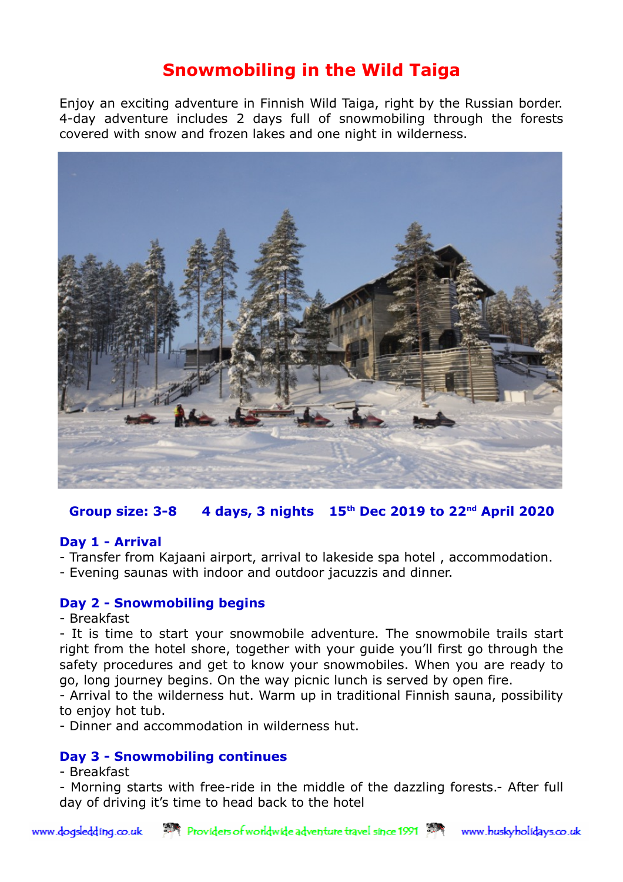# Snowmobiling in the Wild Taiga

Enjoy an exciting adventure in Finnish Wild Taiga, right by the Russian border. 4-day adventure includes 2 days full of snowmobiling through the forests covered with snow and frozen lakes and one night in wilderness.

**Group size: 3-8     4 days, 3 nights     15th Dec 2019 to 22nd April 2020**

### Day 1 - Arrival

- Transfer from Kajaani airport, arrival to lakeside spa hotel , accommodation.
- Evening saunas with indoor and outdoor jacuzzis and dinner.

### Day 2 - Snowmobiling begins

- Breakfast
- It is time to start your snowmobile adventure. The snowmobile trails start right from the hotel shore, together with your guide you'll first go through the safety procedures and get to know your snowmobiles. When you are ready to go, long journey begins. On the way picnic lunch is served by open fire.
- Arrival to the wilderness hut. Warm up in traditional Finnish sauna, possibility to enjoy hot tub.
- Dinner and accommodation in wilderness hut.

### Day 3 - Snowmobiling continues

- Breakfast
- Morning starts with free-ride in the middle of the dazzling forests.- After full day of driving it's time to head back to the hotel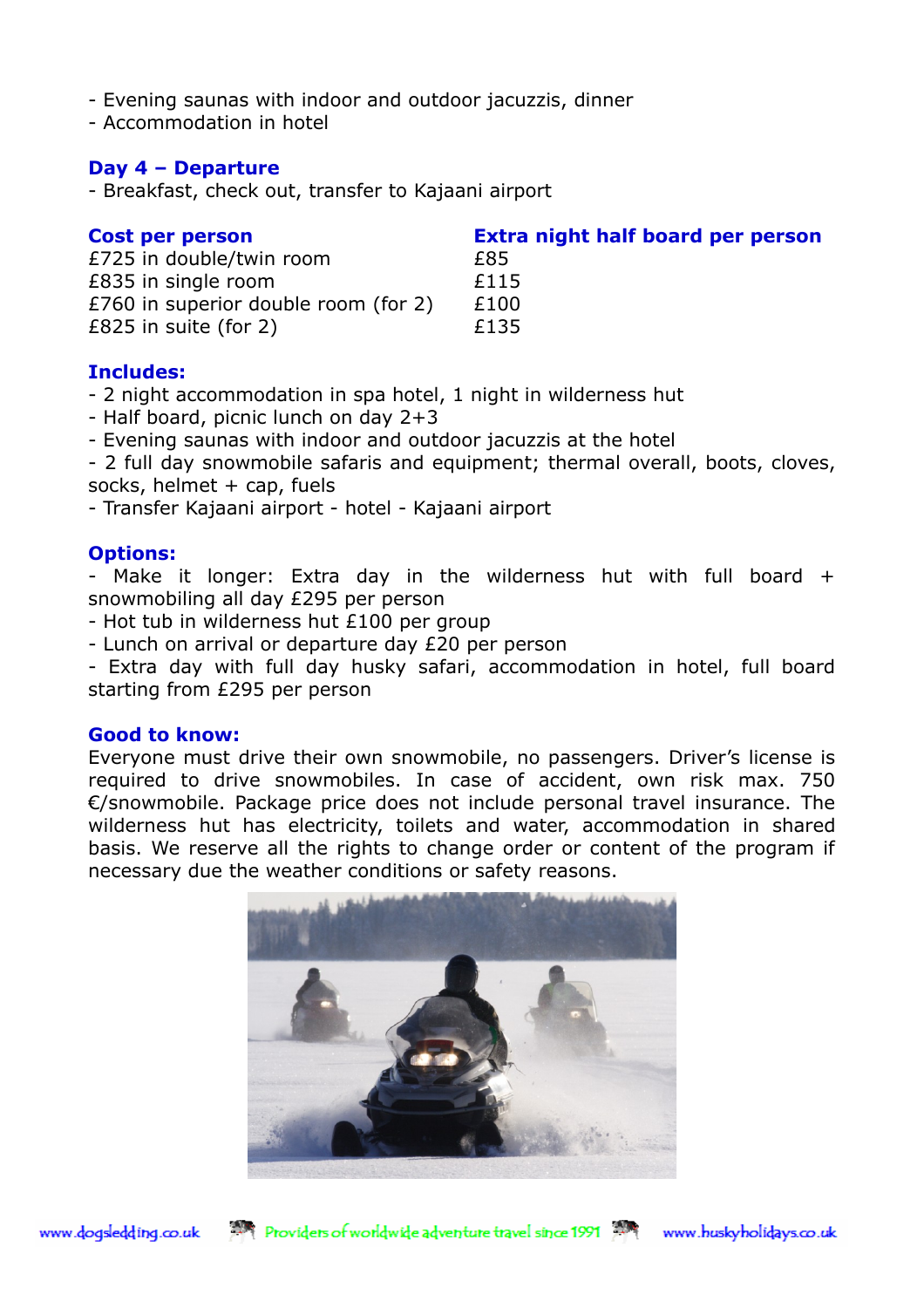- Evening saunas with indoor and outdoor jacuzzis, dinner
- Accommodation in hotel

### Day 4 – Departure

- Breakfast, check out, transfer to Kajaani airport

| Cost per person | Extra night half board per person |
| --- | --- |
| £725 in double/twin room | £85 |
| £835 in single room | £115 |
| £760 in superior double room (for 2) | £100 |
| £825 in suite (for 2) | £135 |

### Includes:

- 2 night accommodation in spa hotel, 1 night in wilderness hut
- Half board, picnic lunch on day 2+3
- Evening saunas with indoor and outdoor jacuzzis at the hotel
- 2 full day snowmobile safaris and equipment; thermal overall, boots, cloves, socks, helmet + cap, fuels
- Transfer Kajaani airport - hotel - Kajaani airport

### Options:

- Make it longer: Extra day in the wilderness hut with full board + snowmobiling all day £295 per person
- Hot tub in wilderness hut £100 per group
- Lunch on arrival or departure day £20 per person
- Extra day with full day husky safari, accommodation in hotel, full board starting from £295 per person

### Good to know:

Everyone must drive their own snowmobile, no passengers. Driver's license is required to drive snowmobiles. In case of accident, own risk max. 750 €/snowmobile. Package price does not include personal travel insurance. The wilderness hut has electricity, toilets and water, accommodation in shared basis. We reserve all the rights to change order or content of the program if necessary due the weather conditions or safety reasons.